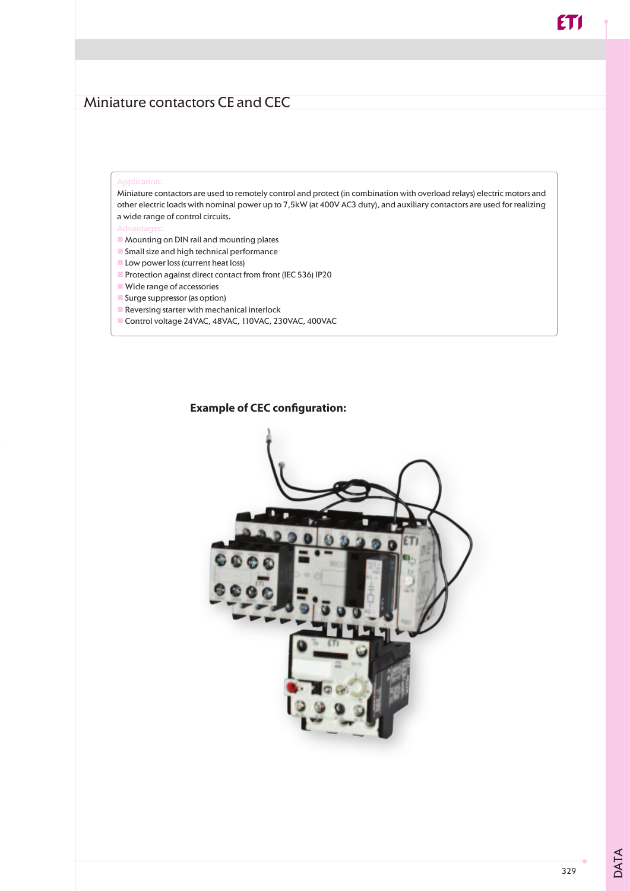# Miniature contactors CE and CEC

**Application:**

Miniature contactors are used to remotely control and protect (in combination with overload relays) electric motors and other electric loads with nominal power up to 7,5kW (at 400V AC3 duty), and auxiliary contactors are used for realizing a wide range of control circuits.

**Advantages:**

- Mounting on DIN rail and mounting plates
- Small size and high technical performance
- Low power loss (current heat loss)
- Protection against direct contact from front (IEC 536) IP20
- Wide range of accessories
- Surge suppressor (as option)
- Reversing starter with mechanical interlock
- Control voltage 24VAC, 48VAC, 110VAC, 230VAC, 400VAC

**Example of CEC configuration:**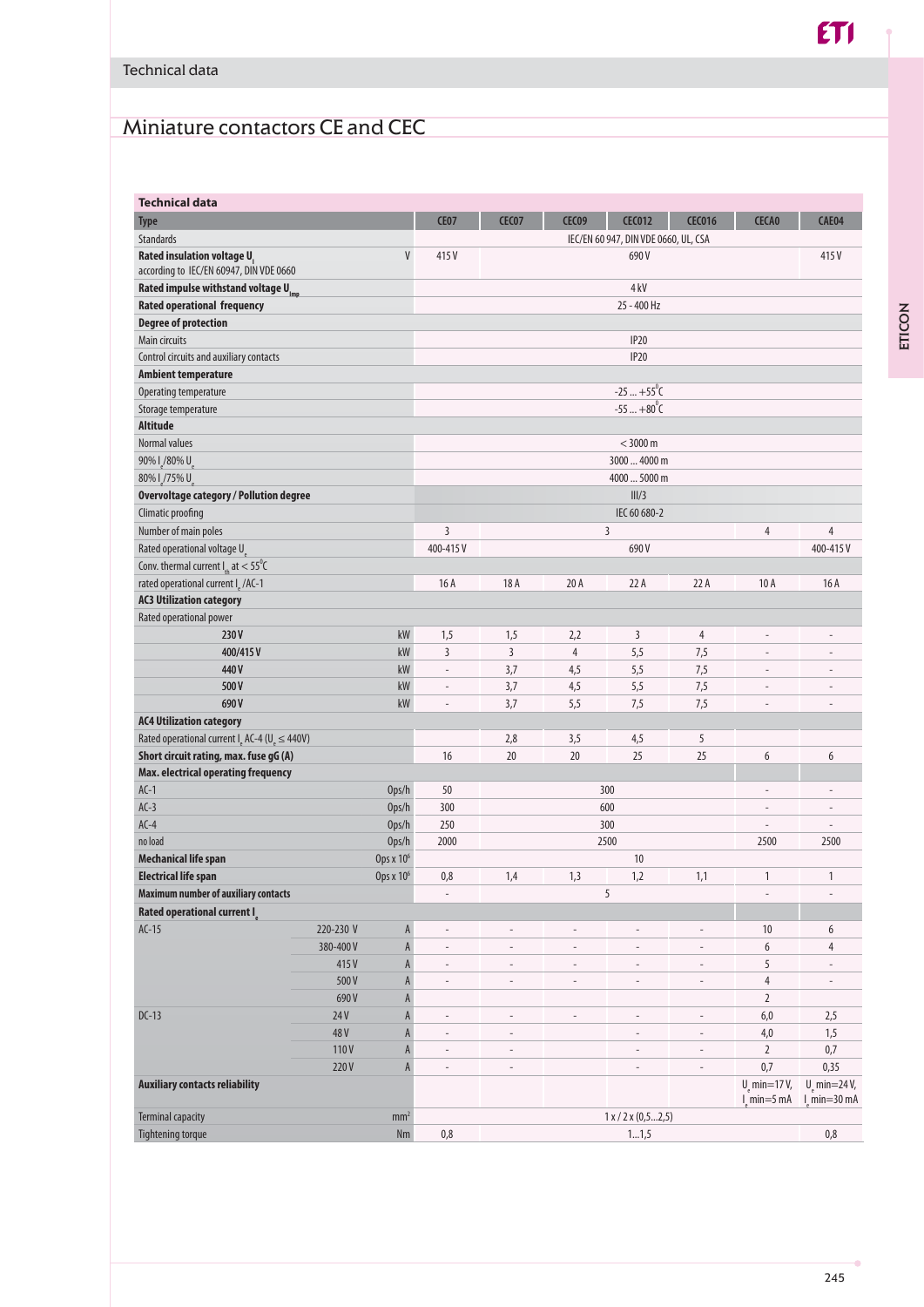## Technical data

# Miniature contactors CE and CEC

| Technical data | | | | | | | | | |
|---|---|---|---|---|---|---|---|---|---|
| Type | | | CE07 | CEC07 | CEC09 | CEC012 | CEC016 | CECA0 | CAE04 |
| Standards | | | IEC/EN 60 947, DIN VDE 0660, UL, CSA | | | | | | |
| **Rated insulation voltage $U_i$** according to IEC/EN 60947, DIN VDE 0660 | | V | 415 V | 690 V | | | | | 415 V |
| **Rated impulse withstand voltage $U_{imp}$** | | | 4 kV | | | | | | |
| **Rated operational frequency** | | | 25 - 400 Hz | | | | | | |
| **Degree of protection** | | | | | | | | | |
| Main circuits | | | IP20 | | | | | | |
| Control circuits and auxiliary contacts | | | IP20 | | | | | | |
| **Ambient temperature** | | | | | | | | | |
| Operating temperature | | | -25 ... +55°C | | | | | | |
| Storage temperature | | | -55 ... +80°C | | | | | | |
| **Altitude** | | | | | | | | | |
| Normal values | | | < 3000 m | | | | | | |
| 90% $I_e$/80% $U_e$ | | | 3000 ... 4000 m | | | | | | |
| 80% $I_e$/75% $U_e$ | | | 4000 ... 5000 m | | | | | | |
| **Overvoltage category / Pollution degree** | | | III/3 | | | | | | |
| Climatic proofing | | | IEC 60 680-2 | | | | | | |
| Number of main poles | | | 3 | 3 | | | | 4 | 4 |
| Rated operational voltage $U_e$ | | | 400-415 V | 690 V | | | | | 400-415 V |
| Conv. thermal current $I_{th}$ at < 55°C | | | | | | | | | |
| rated operational current $I_e$ /AC-1 | | | 16 A | 18 A | 20 A | 22 A | 22 A | 10 A | 16 A |
| **AC3 Utilization category** | | | | | | | | | |
| Rated operational power | | | | | | | | | |
| | 230 V | kW | 1,5 | 1,5 | 2,2 | 3 | 4 | - | - |
| | 400/415 V | kW | 3 | 3 | 4 | 5,5 | 7,5 | - | - |
| | 440 V | kW | - | 3,7 | 4,5 | 5,5 | 7,5 | - | - |
| | 500 V | kW | - | 3,7 | 4,5 | 5,5 | 7,5 | - | - |
| | 690 V | kW | - | 3,7 | 5,5 | 7,5 | 7,5 | - | - |
| **AC4 Utilization category** | | | | | | | | | |
| Rated operational current $I_e$ AC-4 ($U_e$ ≤ 440V) | | | | 2,8 | 3,5 | 4,5 | 5 | | |
| **Short circuit rating, max. fuse gG (A)** | | | 16 | 20 | 20 | 25 | 25 | 6 | 6 |
| **Max. electrical operating frequency** | | | | | | | | | |
| AC-1 | | Ops/h | 50 | 300 | | | | - | - |
| AC-3 | | Ops/h | 300 | 600 | | | | - | - |
| AC-4 | | Ops/h | 250 | 300 | | | | - | - |
| no load | | Ops/h | 2000 | 2500 | | | | 2500 | 2500 |
| **Mechanical life span** | | Ops x $10^6$ | 10 | | | | | | |
| **Electrical life span** | | Ops x $10^6$ | 0,8 | 1,4 | 1,3 | 1,2 | 1,1 | 1 | 1 |
| **Maximum number of auxiliary contacts** | | | - | 5 | | | | - | - |
| **Rated operational current $I_e$** | | | | | | | | | |
| AC-15 | 220-230 V | A | - | - | - | - | - | 10 | 6 |
| | 380-400 V | A | - | - | - | - | - | 6 | 4 |
| | 415 V | A | - | - | - | - | - | 5 | - |
| | 500 V | A | - | - | - | - | - | 4 | - |
| | 690 V | A | | | | | | 2 | |
| DC-13 | 24 V | A | - | - | - | - | - | 6,0 | 2,5 |
| | 48 V | A | - | - | | - | - | 4,0 | 1,5 |
| | 110 V | A | - | - | | - | - | 2 | 0,7 |
| | 220 V | A | - | - | | - | - | 0,7 | 0,35 |
| **Auxiliary contacts reliability** | | | | | | | | $U_e$ min=17 V, $I_e$ min=5 mA | $U_e$ min=24 V, $I_e$ min=30 mA |
| Terminal capacity | | mm² | 1 x / 2 x (0,5...2,5) | | | | | | |
| Tightening torque | | Nm | 0,8 | 1...1,5 | | | | | 0,8 |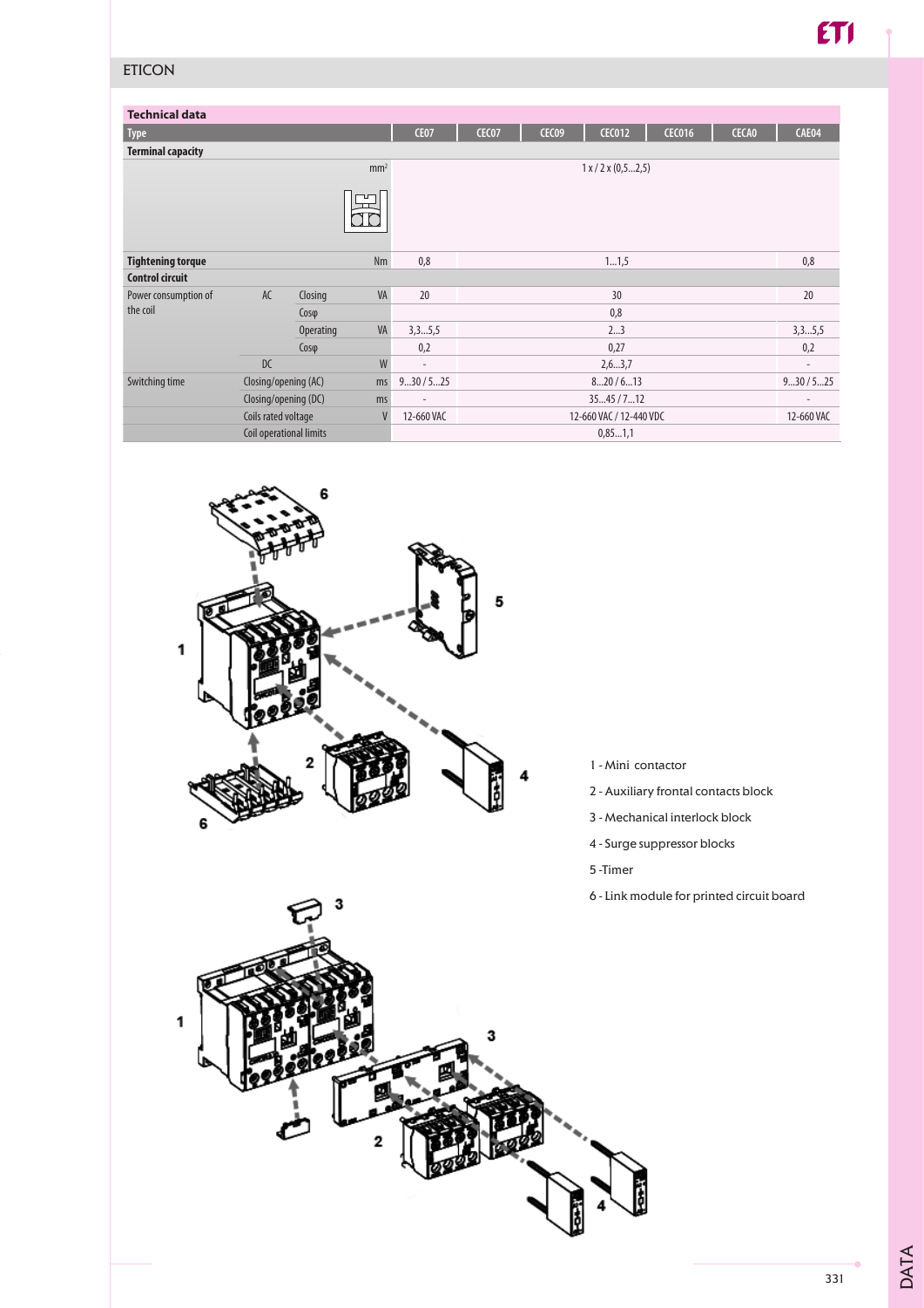## ETICON

| Technical data | | | | | | | | | | | |
|---|---|---|---|---|---|---|---|---|---|---|---|
| **Type** | | | | CE07 | CEC07 | CEC09 | CEC012 | CEC016 | CECA0 | CAE04 |
| **Terminal capacity** | | | | | | | | | | |
| | | | mm² | 1 x / 2 x (0,5...2,5) | | | | | | |
| **Tightening torque** | | | Nm | 0,8 | 1...1,5 | | | | | 0,8 |
| **Control circuit** | | | | | | | | | | |
| Power consumption of the coil | AC | Closing | VA | 20 | 30 | | | | | 20 |
| | | Cosφ | | 0,8 | | | | | | |
| | | Operating | VA | 3,3...5,5 | 2...3 | | | | | 3,3...5,5 |
| | | Cosφ | | 0,2 | 0,27 | | | | | 0,2 |
| | DC | | W | - | 2,6...3,7 | | | | | - |
| Switching time | Closing/opening (AC) | | ms | 9...30 / 5...25 | 8...20 / 6...13 | | | | | 9...30 / 5...25 |
| | Closing/opening (DC) | | ms | - | 35...45 / 7...12 | | | | | - |
| | Coils rated voltage | | V | 12-660 VAC | 12-660 VAC / 12-440 VDC | | | | | 12-660 VAC |
| | Coil operational limits | | | 0,85...1,1 | | | | | | |

1 - Mini contactor

2 - Auxiliary frontal contacts block

3 - Mechanical interlock block

4 - Surge suppressor blocks

5 -Timer

6 - Link module for printed circuit board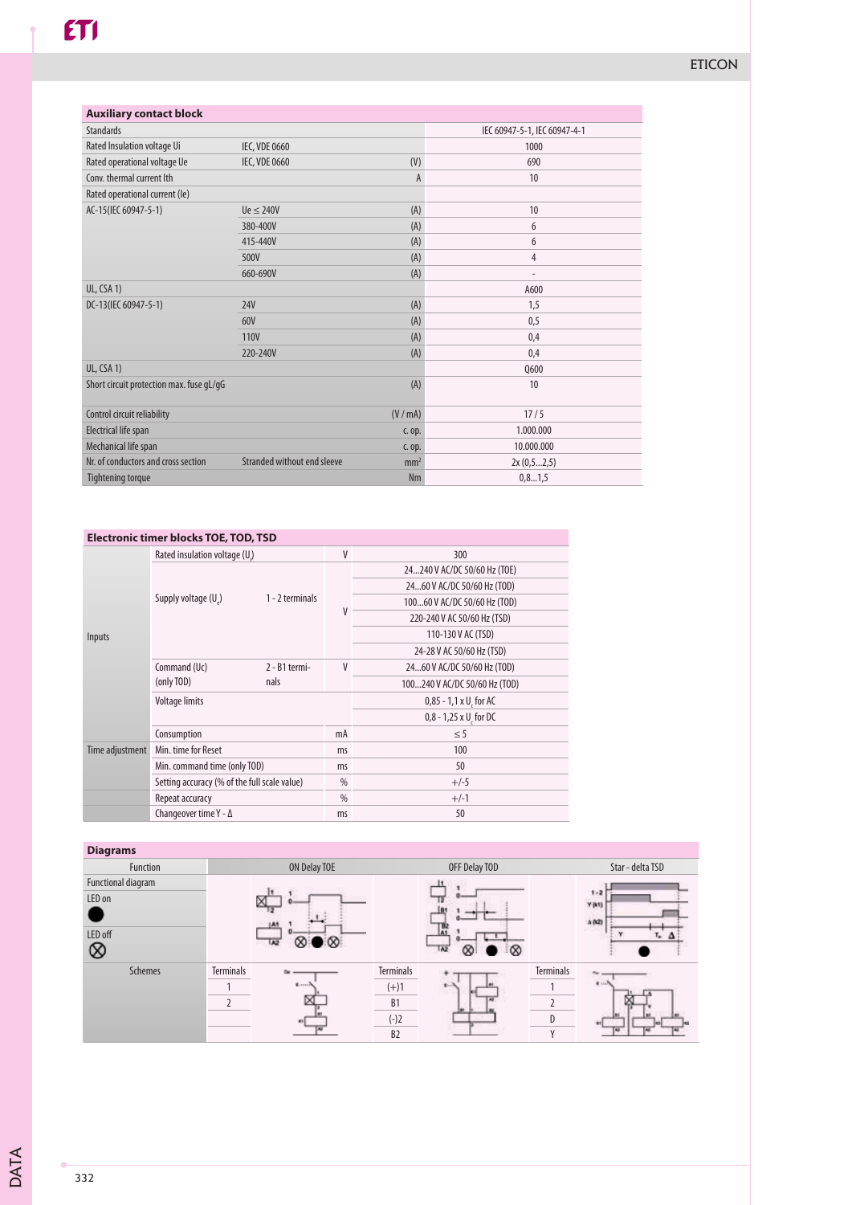## Auxiliary contact block

| | | | |
|---|---|---|---|
| Standards | | | IEC 60947-5-1, IEC 60947-4-1 |
| Rated Insulation voltage Ui | IEC, VDE 0660 | | 1000 |
| Rated operational voltage Ue | IEC, VDE 0660 | (V) | 690 |
| Conv. thermal current Ith | | A | 10 |
| Rated operational current (Ie) | | | |
| AC-15(IEC 60947-5-1) | Ue ≤ 240V | (A) | 10 |
| | 380-400V | (A) | 6 |
| | 415-440V | (A) | 6 |
| | 500V | (A) | 4 |
| | 660-690V | (A) | - |
| UL, CSA 1) | | | A600 |
| DC-13(IEC 60947-5-1) | 24V | (A) | 1,5 |
| | 60V | (A) | 0,5 |
| | 110V | (A) | 0,4 |
| | 220-240V | (A) | 0,4 |
| UL, CSA 1) | | | Q600 |
| Short circuit protection max. fuse gL/gG | | (A) | 10 |
| Control circuit reliability | | (V / mA) | 17 / 5 |
| Electrical life span | | c. op. | 1.000.000 |
| Mechanical life span | | c. op. | 10.000.000 |
| Nr. of conductors and cross section | Stranded without end sleeve | mm² | 2x (0,5...2,5) |
| Tightening torque | | Nm | 0,8...1,5 |

## Electronic timer blocks TOE, TOD, TSD

| | | | | |
|---|---|---|---|---|
| Inputs | Rated insulation voltage ($U_i$) | | V | 300 |
| | Supply voltage ($U_e$) | 1 - 2 terminals | V | 24...240 V AC/DC 50/60 Hz (TOE) |
| | | | | 24...60 V AC/DC 50/60 Hz (TOD) |
| | | | | 100...60 V AC/DC 50/60 Hz (TOD) |
| | | | | 220-240 V AC 50/60 Hz (TSD) |
| | | | | 110-130 V AC (TSD) |
| | | | | 24-28 V AC 50/60 Hz (TSD) |
| | Command (Uc) (only TOD) | 2 - B1 terminals | V | 24...60 V AC/DC 50/60 Hz (TOD) |
| | | | | 100...240 V AC/DC 50/60 Hz (TOD) |
| | Voltage limits | | | 0,85 - 1,1 x $U_c$ for AC |
| | | | | 0,8 - 1,25 x $U_c$ for DC |
| | Consumption | | mA | ≤ 5 |
| Time adjustment | Min. time for Reset | | ms | 100 |
| | Min. command time (only TOD) | | ms | 50 |
| | Setting accuracy (% of the full scale value) | | % | +/-5 |
| | Repeat accuracy | | % | +/-1 |
| | Changeover time Y - Δ | | ms | 50 |

## Diagrams

| Function | ON Delay TOE | | OFF Delay TOD | | Star - delta TSD | |
|---|---|---|---|---|---|---|
| Functional diagram<br>LED on ●<br>LED off ⊗ | | | | | | |
| Schemes | Terminals | | Terminals | | Terminals | |
| | 1 | | (+)1 | | 1 | |
| | 2 | | B1 | | 2 | |
| | | | (-)2 | | D | |
| | | | B2 | | Y | |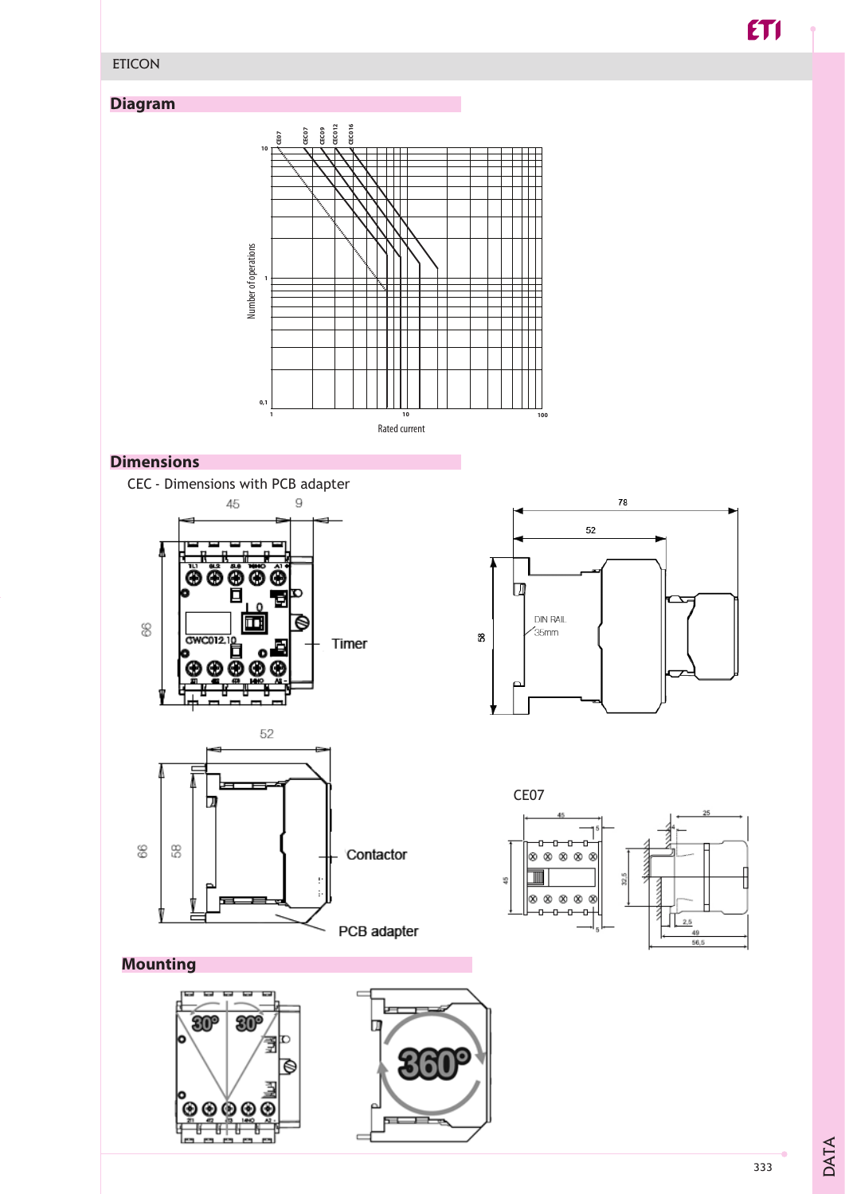ETICON

## Diagram

CE07 CEC07 CEC09 CEC012 CEC016

10

1

0,1

Number of operations

1 10 100

Rated current

## Dimensions

CEC - Dimensions with PCB adapter

45 9

66

CWC012.10

Timer

78

52

58

DIN RAIL 35mm

52

66 58

Contactor

PCB adapter

CE07

45

5

45

5

25

4

32,5

2,5

49

56,5

## Mounting

30° 30°

360°